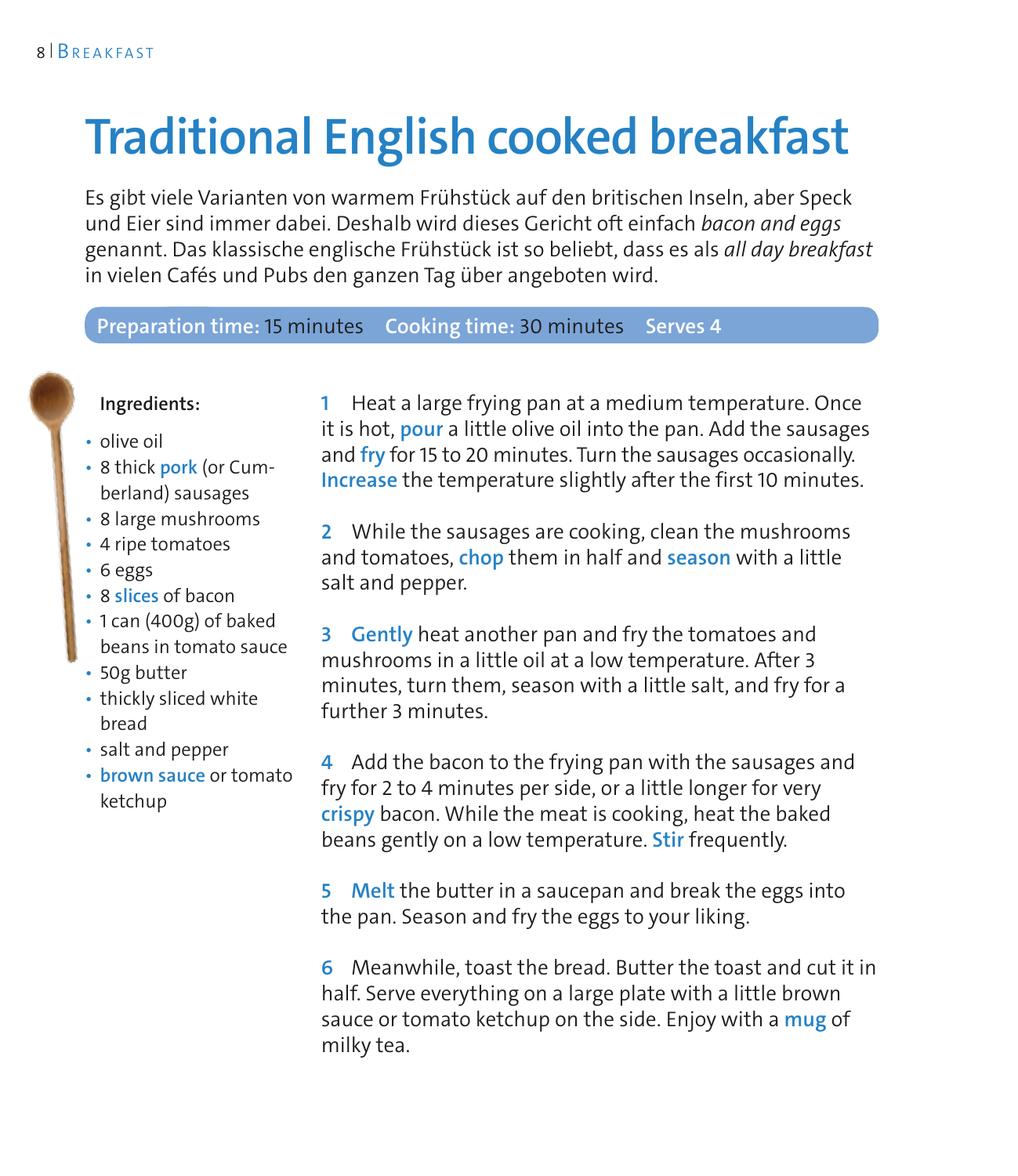# Traditional English cooked breakfast

Es gibt viele Varianten von warmem Frühstück auf den britischen Inseln, aber Speck und Eier sind immer dabei. Deshalb wird dieses Gericht oft einfach *bacon and eggs* genannt. Das klassische englische Frühstück ist so beliebt, dass es als *all day breakfast* in vielen Cafés und Pubs den ganzen Tag über angeboten wird.

**Preparation time:** 15 minutes **Cooking time:** 30 minutes **Serves 4**

**Ingredients:**

- olive oil
- 8 thick **pork** (or Cumberland) sausages
- 8 large mushrooms
- 4 ripe tomatoes
- 6 eggs
- 8 **slices** of bacon
- 1 can (400g) of baked beans in tomato sauce
- 50g butter
- thickly sliced white bread
- salt and pepper
- **brown sauce** or tomato ketchup

**1** Heat a large frying pan at a medium temperature. Once it is hot, **pour** a little olive oil into the pan. Add the sausages and **fry** for 15 to 20 minutes. Turn the sausages occasionally. **Increase** the temperature slightly after the first 10 minutes.

**2** While the sausages are cooking, clean the mushrooms and tomatoes, **chop** them in half and **season** with a little salt and pepper.

**3** **Gently** heat another pan and fry the tomatoes and mushrooms in a little oil at a low temperature. After 3 minutes, turn them, season with a little salt, and fry for a further 3 minutes.

**4** Add the bacon to the frying pan with the sausages and fry for 2 to 4 minutes per side, or a little longer for very **crispy** bacon. While the meat is cooking, heat the baked beans gently on a low temperature. **Stir** frequently.

**5** **Melt** the butter in a saucepan and break the eggs into the pan. Season and fry the eggs to your liking.

**6** Meanwhile, toast the bread. Butter the toast and cut it in half. Serve everything on a large plate with a little brown sauce or tomato ketchup on the side. Enjoy with a **mug** of milky tea.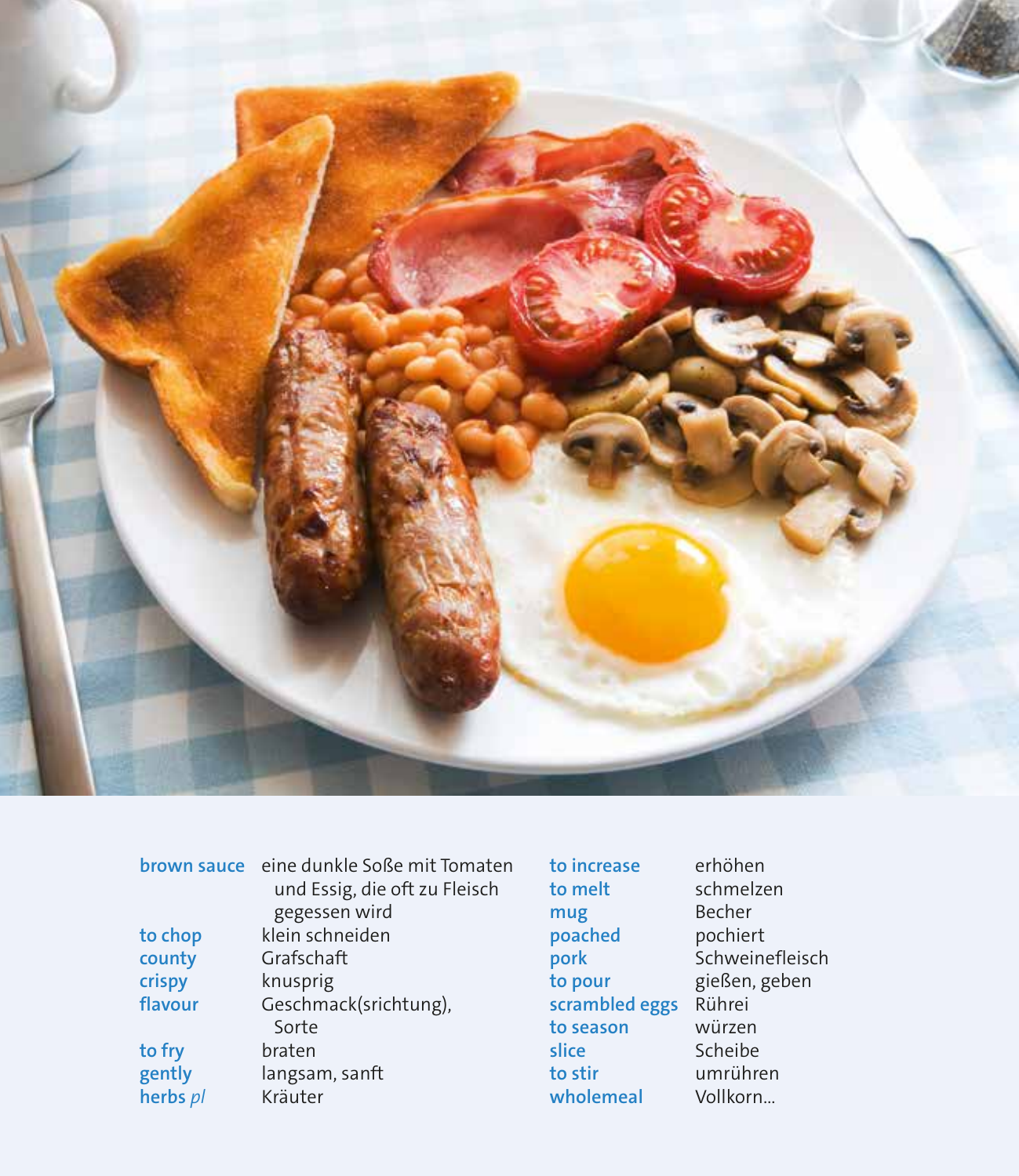| | |
|---|---|
| **brown sauce** | eine dunkle Soße mit Tomaten und Essig, die oft zu Fleisch gegessen wird |
| **to chop** | klein schneiden |
| **county** | Grafschaft |
| **crispy** | knusprig |
| **flavour** | Geschmack(srichtung), Sorte |
| **to fry** | braten |
| **gently** | langsam, sanft |
| **herbs** *pl* | Kräuter |
| **to increase** | erhöhen |
| **to melt** | schmelzen |
| **mug** | Becher |
| **poached** | pochiert |
| **pork** | Schweinefleisch |
| **to pour** | gießen, geben |
| **scrambled eggs** | Rührei |
| **to season** | würzen |
| **slice** | Scheibe |
| **to stir** | umrühren |
| **wholemeal** | Vollkorn... |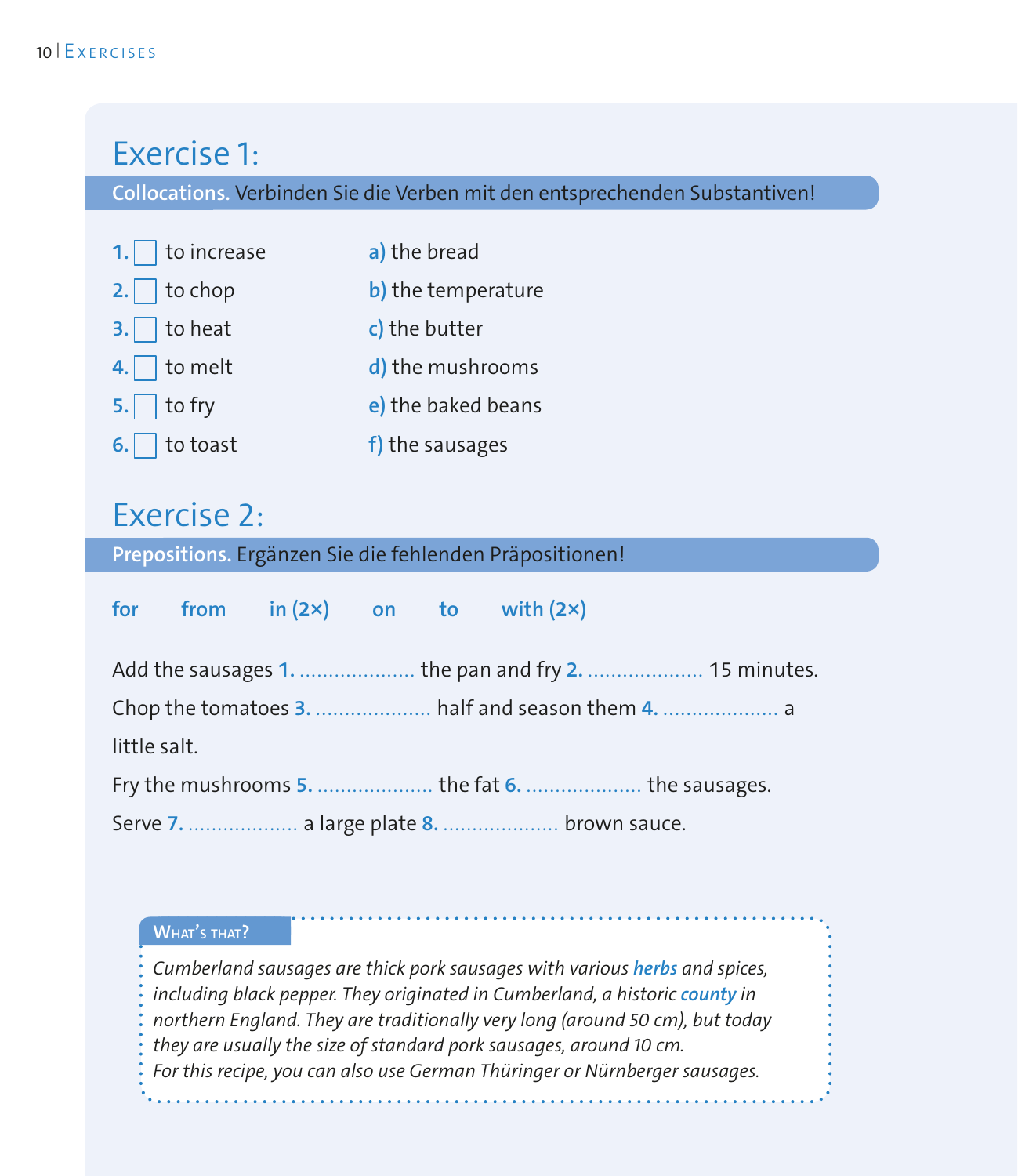## Exercise 1:

**Collocations.** Verbinden Sie die Verben mit den entsprechenden Substantiven!

1. ☐ to increase
2. ☐ to chop
3. ☐ to heat
4. ☐ to melt
5. ☐ to fry
6. ☐ to toast

a) the bread
b) the temperature
c) the butter
d) the mushrooms
e) the baked beans
f) the sausages

## Exercise 2:

**Prepositions.** Ergänzen Sie die fehlenden Präpositionen!

**for  from  in (2×)  on  to  with (2×)**

Add the sausages **1.** .................... the pan and fry **2.** .................... 15 minutes.
Chop the tomatoes **3.** .................... half and season them **4.** .................... a little salt.
Fry the mushrooms **5.** .................... the fat **6.** .................... the sausages.
Serve **7.** ................... a large plate **8.** .................... brown sauce.

**What's that?**

*Cumberland sausages are thick pork sausages with various* ***herbs*** *and spices, including black pepper. They originated in Cumberland, a historic* ***county*** *in northern England. They are traditionally very long (around 50 cm), but today they are usually the size of standard pork sausages, around 10 cm.*
*For this recipe, you can also use German Thüringer or Nürnberger sausages.*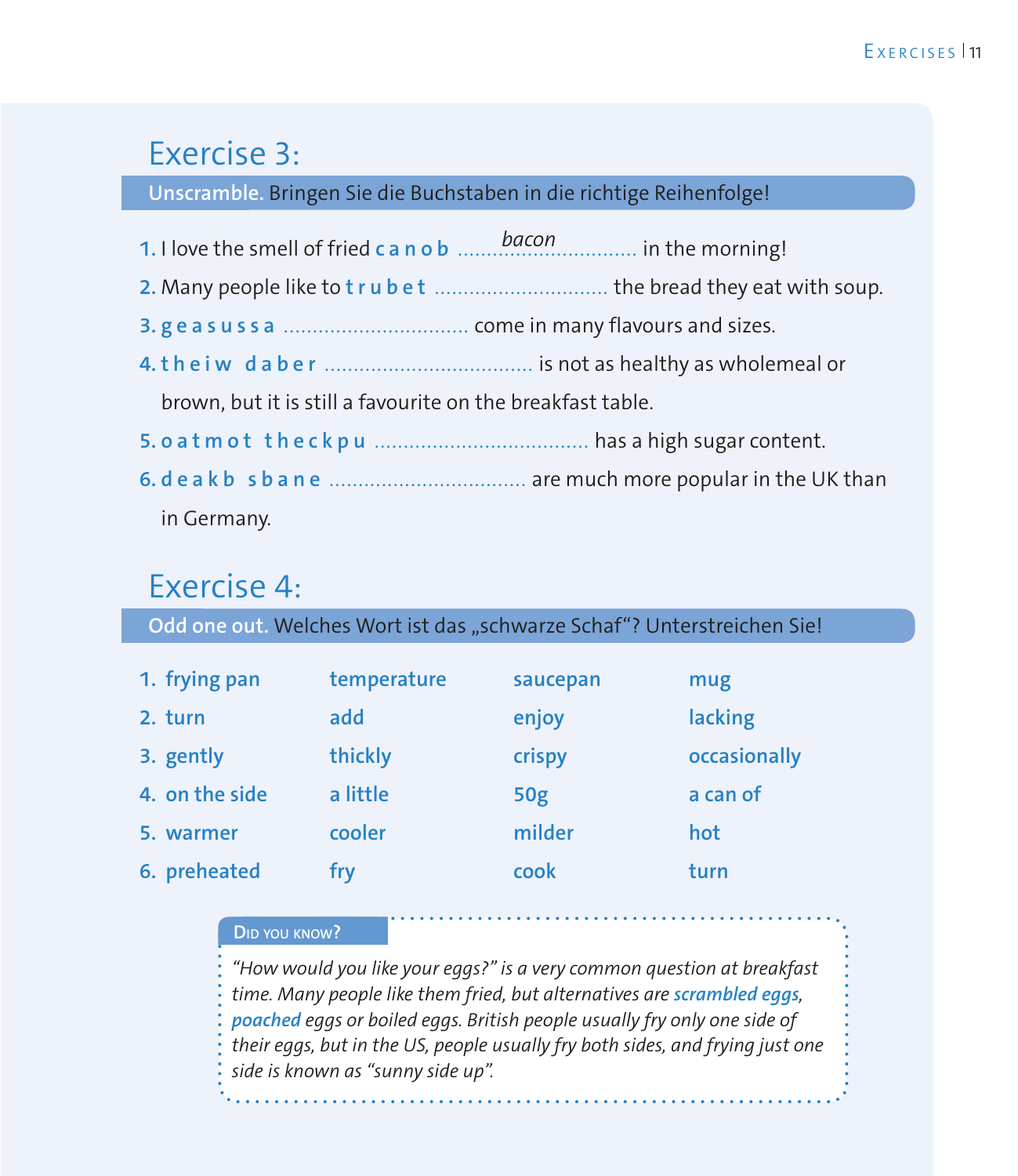## Exercise 3:

**Unscramble.** Bringen Sie die Buchstaben in die richtige Reihenfolge!

1. I love the smell of fried **c a n o b** ......*bacon*...... in the morning!
2. Many people like to **t r u b e t** .............................. the bread they eat with soup.
3. **g e a s u s s a** ................................ come in many flavours and sizes.
4. **t h e i w  d a b e r** .................................... is not as healthy as wholemeal or brown, but it is still a favourite on the breakfast table.
5. **o a t m o t  t h e c k p u** .................................... has a high sugar content.
6. **d e a k b  s b a n e** .................................. are much more popular in the UK than in Germany.

## Exercise 4:

**Odd one out.** Welches Wort ist das „schwarze Schaf"? Unterstreichen Sie!

| | | | |
|---|---|---|---|
| 1. frying pan | temperature | saucepan | mug |
| 2. turn | add | enjoy | lacking |
| 3. gently | thickly | crispy | occasionally |
| 4. on the side | a little | 50g | a can of |
| 5. warmer | cooler | milder | hot |
| 6. preheated | fry | cook | turn |

**DID YOU KNOW?**

*"How would you like your eggs?" is a very common question at breakfast time. Many people like them fried, but alternatives are **scrambled eggs**, **poached** eggs or boiled eggs. British people usually fry only one side of their eggs, but in the US, people usually fry both sides, and frying just one side is known as "sunny side up".*